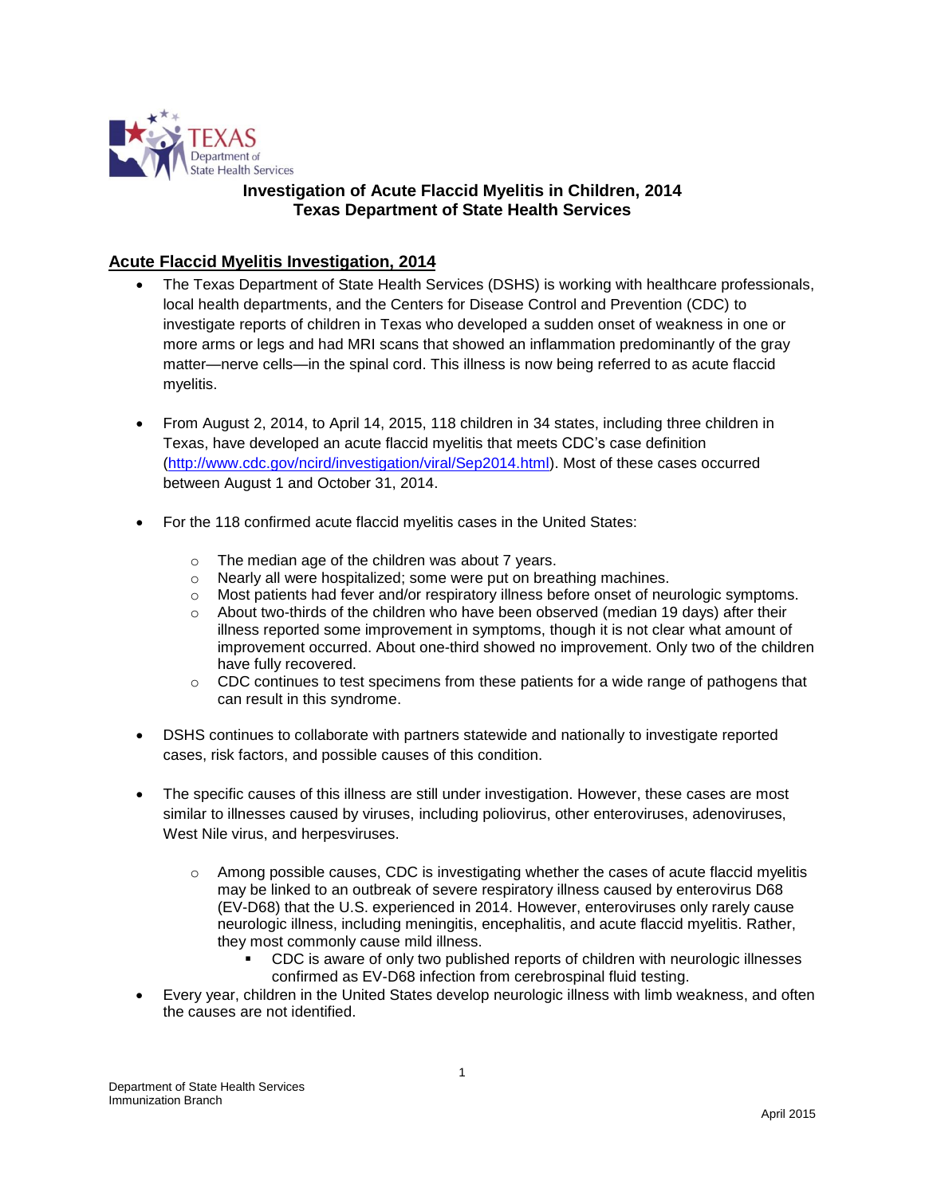# Investigation of Acute Flaccid Myelitis in Children, 2014
# Texas Department of State Health Services

## Acute Flaccid Myelitis Investigation, 2014

- The Texas Department of State Health Services (DSHS) is working with healthcare professionals, local health departments, and the Centers for Disease Control and Prevention (CDC) to investigate reports of children in Texas who developed a sudden onset of weakness in one or more arms or legs and had MRI scans that showed an inflammation predominantly of the gray matter—nerve cells—in the spinal cord. This illness is now being referred to as acute flaccid myelitis.

- From August 2, 2014, to April 14, 2015, 118 children in 34 states, including three children in Texas, have developed an acute flaccid myelitis that meets CDC's case definition (http://www.cdc.gov/ncird/investigation/viral/Sep2014.html). Most of these cases occurred between August 1 and October 31, 2014.

- For the 118 confirmed acute flaccid myelitis cases in the United States:
  - The median age of the children was about 7 years.
  - Nearly all were hospitalized; some were put on breathing machines.
  - Most patients had fever and/or respiratory illness before onset of neurologic symptoms.
  - About two-thirds of the children who have been observed (median 19 days) after their illness reported some improvement in symptoms, though it is not clear what amount of improvement occurred. About one-third showed no improvement. Only two of the children have fully recovered.
  - CDC continues to test specimens from these patients for a wide range of pathogens that can result in this syndrome.

- DSHS continues to collaborate with partners statewide and nationally to investigate reported cases, risk factors, and possible causes of this condition.

- The specific causes of this illness are still under investigation. However, these cases are most similar to illnesses caused by viruses, including poliovirus, other enteroviruses, adenoviruses, West Nile virus, and herpesviruses.
  - Among possible causes, CDC is investigating whether the cases of acute flaccid myelitis may be linked to an outbreak of severe respiratory illness caused by enterovirus D68 (EV-D68) that the U.S. experienced in 2014. However, enteroviruses only rarely cause neurologic illness, including meningitis, encephalitis, and acute flaccid myelitis. Rather, they most commonly cause mild illness.
    - CDC is aware of only two published reports of children with neurologic illnesses confirmed as EV-D68 infection from cerebrospinal fluid testing.
- Every year, children in the United States develop neurologic illness with limb weakness, and often the causes are not identified.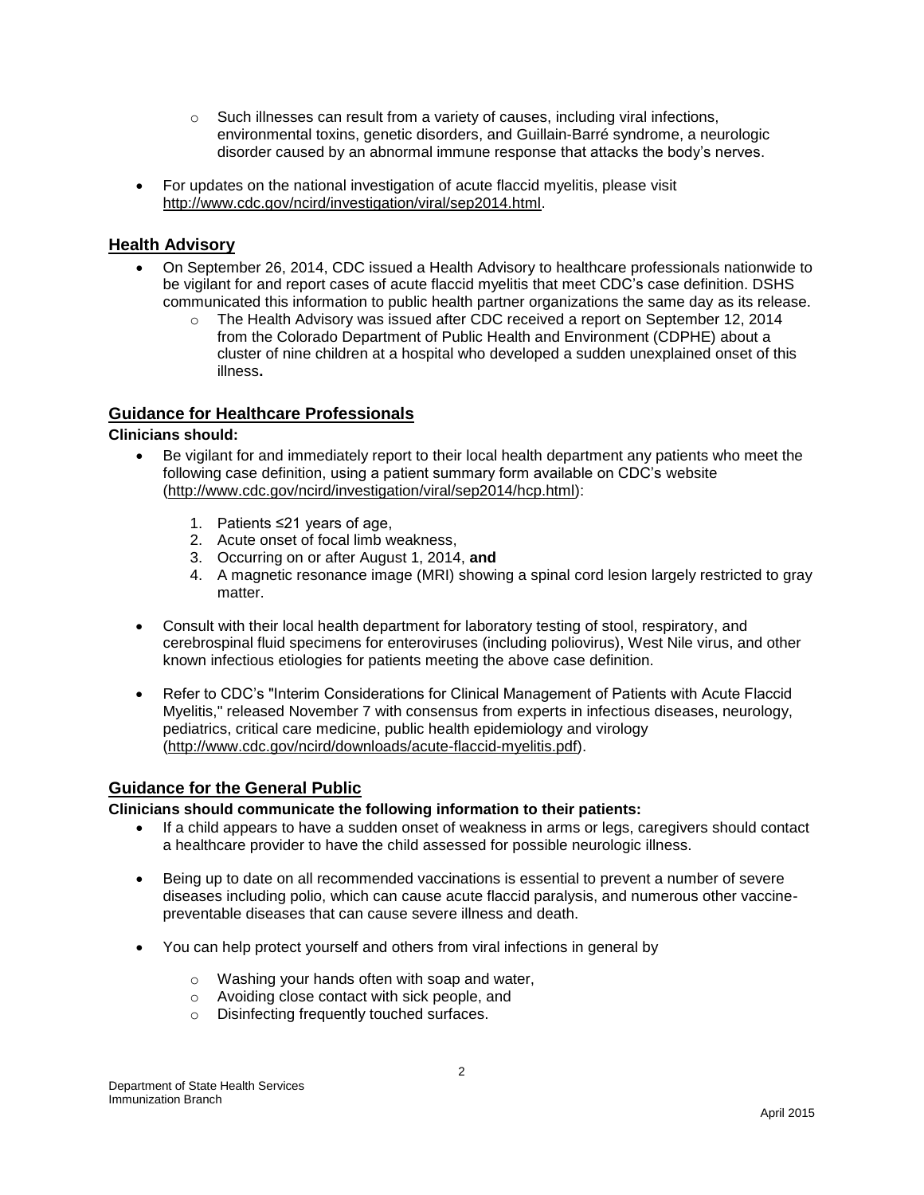- Such illnesses can result from a variety of causes, including viral infections, environmental toxins, genetic disorders, and Guillain-Barré syndrome, a neurologic disorder caused by an abnormal immune response that attacks the body's nerves.

- For updates on the national investigation of acute flaccid myelitis, please visit http://www.cdc.gov/ncird/investigation/viral/sep2014.html.

## Health Advisory

- On September 26, 2014, CDC issued a Health Advisory to healthcare professionals nationwide to be vigilant for and report cases of acute flaccid myelitis that meet CDC's case definition. DSHS communicated this information to public health partner organizations the same day as its release.
  - The Health Advisory was issued after CDC received a report on September 12, 2014 from the Colorado Department of Public Health and Environment (CDPHE) about a cluster of nine children at a hospital who developed a sudden unexplained onset of this illness**.**

## Guidance for Healthcare Professionals

**Clinicians should:**

- Be vigilant for and immediately report to their local health department any patients who meet the following case definition, using a patient summary form available on CDC's website (http://www.cdc.gov/ncird/investigation/viral/sep2014/hcp.html):

  1. Patients ≤21 years of age,
  2. Acute onset of focal limb weakness,
  3. Occurring on or after August 1, 2014, **and**
  4. A magnetic resonance image (MRI) showing a spinal cord lesion largely restricted to gray matter.

- Consult with their local health department for laboratory testing of stool, respiratory, and cerebrospinal fluid specimens for enteroviruses (including poliovirus), West Nile virus, and other known infectious etiologies for patients meeting the above case definition.

- Refer to CDC's "Interim Considerations for Clinical Management of Patients with Acute Flaccid Myelitis," released November 7 with consensus from experts in infectious diseases, neurology, pediatrics, critical care medicine, public health epidemiology and virology (http://www.cdc.gov/ncird/downloads/acute-flaccid-myelitis.pdf).

## Guidance for the General Public

**Clinicians should communicate the following information to their patients:**

- If a child appears to have a sudden onset of weakness in arms or legs, caregivers should contact a healthcare provider to have the child assessed for possible neurologic illness.

- Being up to date on all recommended vaccinations is essential to prevent a number of severe diseases including polio, which can cause acute flaccid paralysis, and numerous other vaccine-preventable diseases that can cause severe illness and death.

- You can help protect yourself and others from viral infections in general by
  - Washing your hands often with soap and water,
  - Avoiding close contact with sick people, and
  - Disinfecting frequently touched surfaces.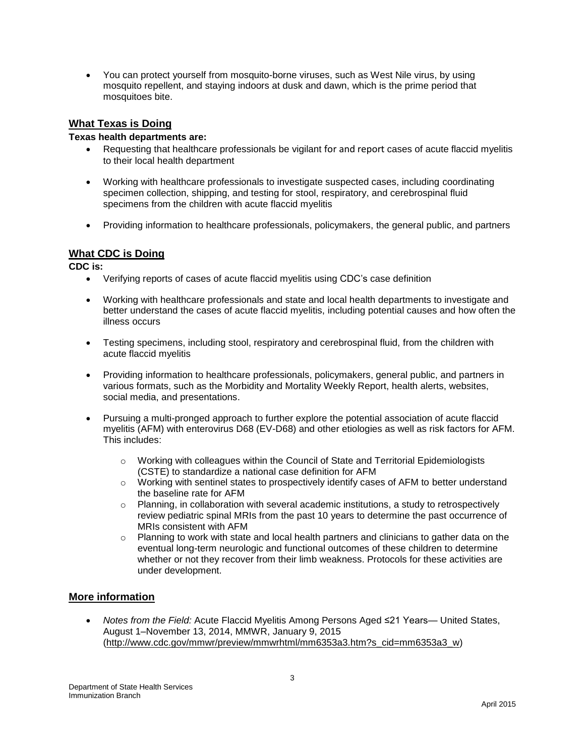- You can protect yourself from mosquito-borne viruses, such as West Nile virus, by using mosquito repellent, and staying indoors at dusk and dawn, which is the prime period that mosquitoes bite.

## What Texas is Doing

**Texas health departments are:**

- Requesting that healthcare professionals be vigilant for and report cases of acute flaccid myelitis to their local health department

- Working with healthcare professionals to investigate suspected cases, including coordinating specimen collection, shipping, and testing for stool, respiratory, and cerebrospinal fluid specimens from the children with acute flaccid myelitis

- Providing information to healthcare professionals, policymakers, the general public, and partners

## What CDC is Doing

**CDC is:**

- Verifying reports of cases of acute flaccid myelitis using CDC's case definition

- Working with healthcare professionals and state and local health departments to investigate and better understand the cases of acute flaccid myelitis, including potential causes and how often the illness occurs

- Testing specimens, including stool, respiratory and cerebrospinal fluid, from the children with acute flaccid myelitis

- Providing information to healthcare professionals, policymakers, general public, and partners in various formats, such as the Morbidity and Mortality Weekly Report, health alerts, websites, social media, and presentations.

- Pursuing a multi-pronged approach to further explore the potential association of acute flaccid myelitis (AFM) with enterovirus D68 (EV-D68) and other etiologies as well as risk factors for AFM. This includes:
    - Working with colleagues within the Council of State and Territorial Epidemiologists (CSTE) to standardize a national case definition for AFM
    - Working with sentinel states to prospectively identify cases of AFM to better understand the baseline rate for AFM
    - Planning, in collaboration with several academic institutions, a study to retrospectively review pediatric spinal MRIs from the past 10 years to determine the past occurrence of MRIs consistent with AFM
    - Planning to work with state and local health partners and clinicians to gather data on the eventual long-term neurologic and functional outcomes of these children to determine whether or not they recover from their limb weakness. Protocols for these activities are under development.

## More information

- *Notes from the Field:* Acute Flaccid Myelitis Among Persons Aged ≤21 Years— United States, August 1–November 13, 2014, MMWR, January 9, 2015 (http://www.cdc.gov/mmwr/preview/mmwrhtml/mm6353a3.htm?s_cid=mm6353a3_w)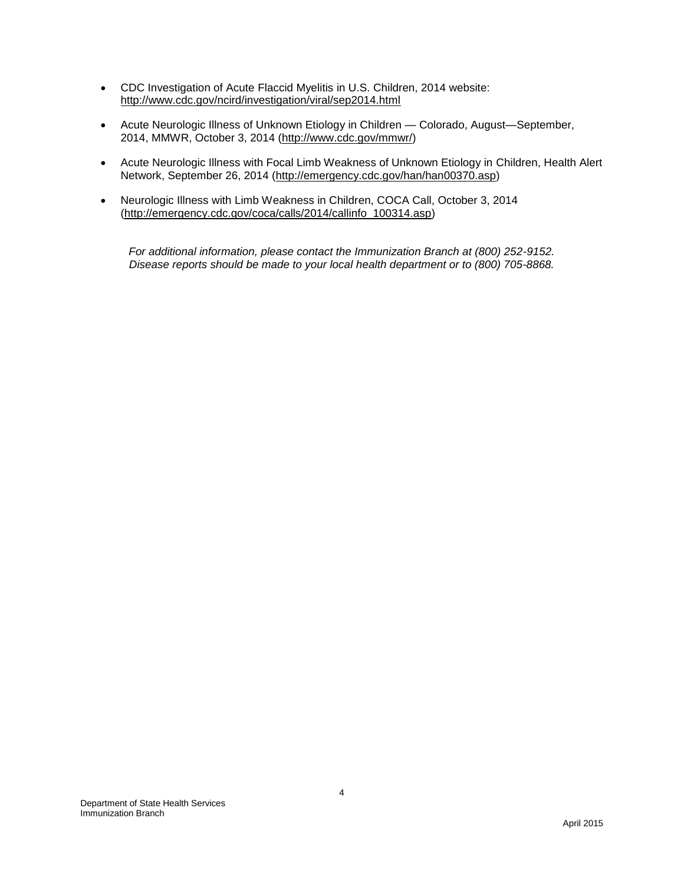- CDC Investigation of Acute Flaccid Myelitis in U.S. Children, 2014 website: http://www.cdc.gov/ncird/investigation/viral/sep2014.html
- Acute Neurologic Illness of Unknown Etiology in Children — Colorado, August—September, 2014, MMWR, October 3, 2014 (http://www.cdc.gov/mmwr/)
- Acute Neurologic Illness with Focal Limb Weakness of Unknown Etiology in Children, Health Alert Network, September 26, 2014 (http://emergency.cdc.gov/han/han00370.asp)
- Neurologic Illness with Limb Weakness in Children, COCA Call, October 3, 2014 (http://emergency.cdc.gov/coca/calls/2014/callinfo_100314.asp)

*For additional information, please contact the Immunization Branch at (800) 252-9152. Disease reports should be made to your local health department or to (800) 705-8868.*